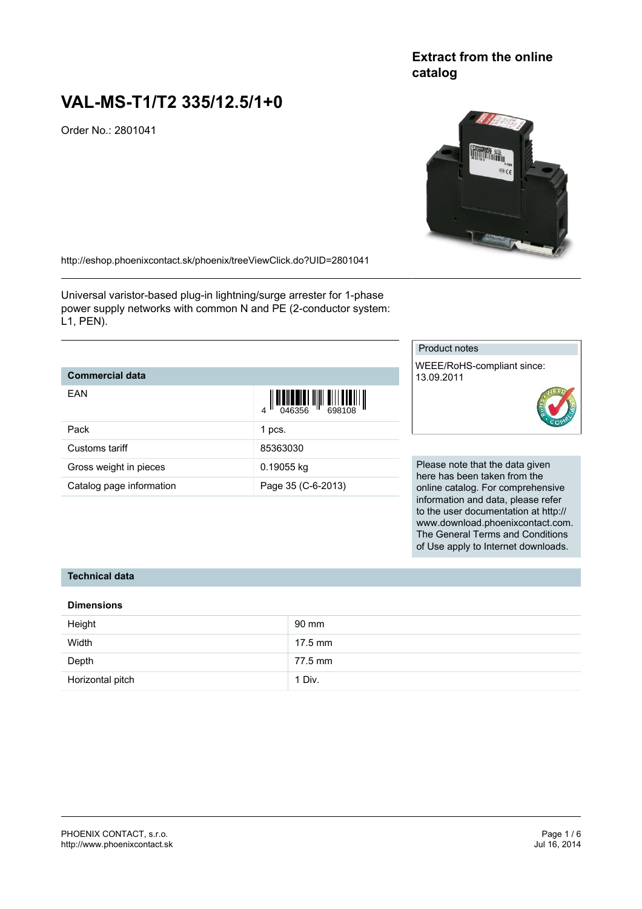**Extract from the online catalog**

# VAL-MS-T1/T2 335/12.5/1+0

Order No.: 2801041

http://eshop.phoenixcontact.sk/phoenix/treeViewClick.do?UID=2801041

Universal varistor-based plug-in lightning/surge arrester for 1-phase power supply networks with common N and PE (2-conductor system: L1, PEN).

| Commercial data | |
|---|---|
| EAN | 4 046356 698108 |
| Pack | 1 pcs. |
| Customs tariff | 85363030 |
| Gross weight in pieces | 0.19055 kg |
| Catalog page information | Page 35 (C-6-2013) |

Product notes

WEEE/RoHS-compliant since: 13.09.2011

Please note that the data given here has been taken from the online catalog. For comprehensive information and data, please refer to the user documentation at http://www.download.phoenixcontact.com. The General Terms and Conditions of Use apply to Internet downloads.

## Technical data

### Dimensions

| | |
|---|---|
| Height | 90 mm |
| Width | 17.5 mm |
| Depth | 77.5 mm |
| Horizontal pitch | 1 Div. |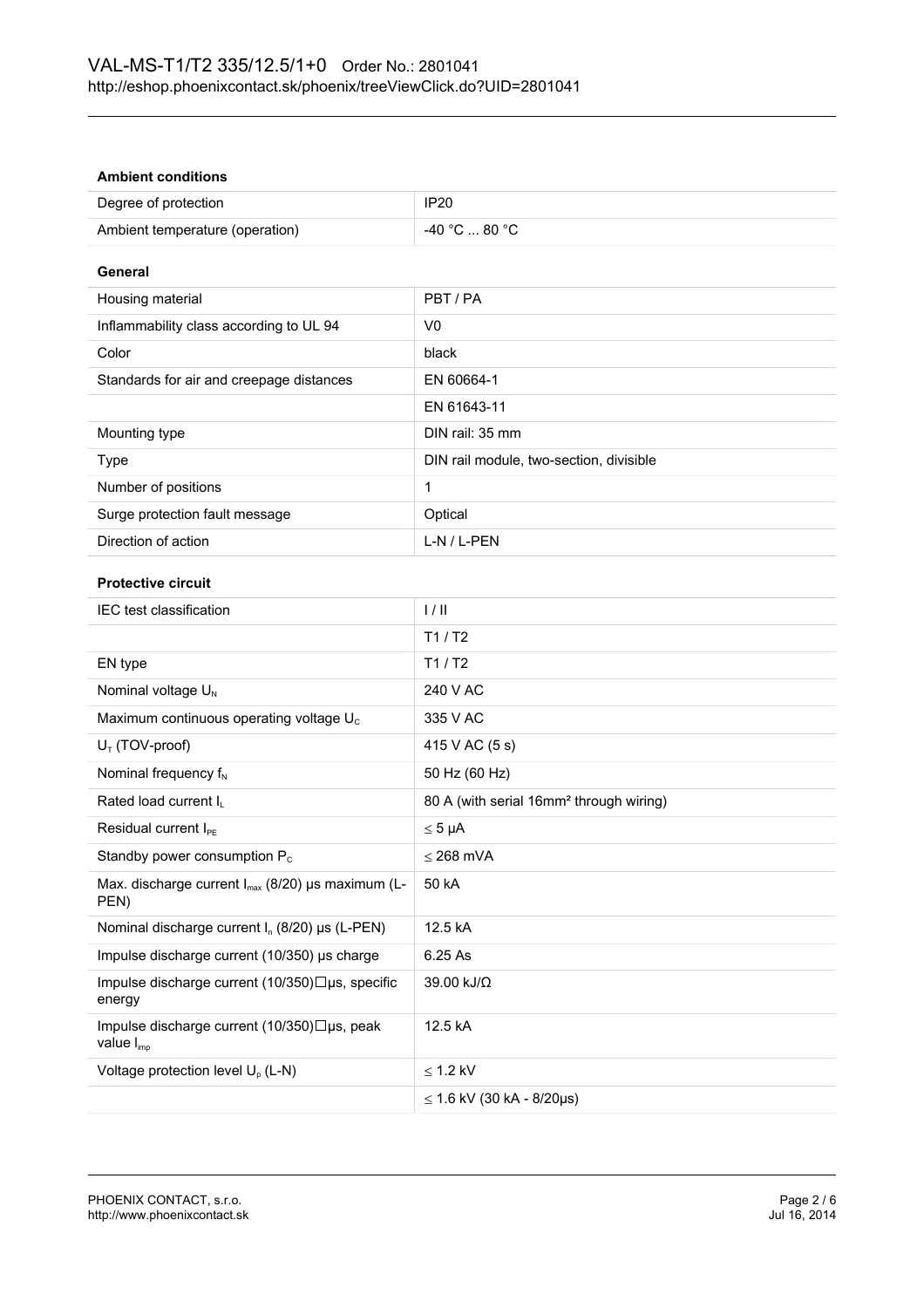### Ambient conditions

| | |
|---|---|
| Degree of protection | IP20 |
| Ambient temperature (operation) | -40 °C ... 80 °C |

### General

| | |
|---|---|
| Housing material | PBT / PA |
| Inflammability class according to UL 94 | V0 |
| Color | black |
| Standards for air and creepage distances | EN 60664-1 |
| | EN 61643-11 |
| Mounting type | DIN rail: 35 mm |
| Type | DIN rail module, two-section, divisible |
| Number of positions | 1 |
| Surge protection fault message | Optical |
| Direction of action | L-N / L-PEN |

### Protective circuit

| | |
|---|---|
| IEC test classification | I / II |
| | T1 / T2 |
| EN type | T1 / T2 |
| Nominal voltage $U_N$ | 240 V AC |
| Maximum continuous operating voltage $U_C$ | 335 V AC |
| $U_T$ (TOV-proof) | 415 V AC (5 s) |
| Nominal frequency $f_N$ | 50 Hz (60 Hz) |
| Rated load current $I_L$ | 80 A (with serial 16mm² through wiring) |
| Residual current $I_{PE}$ | ≤ 5 µA |
| Standby power consumption $P_C$ | ≤ 268 mVA |
| Max. discharge current $I_{max}$ (8/20) µs maximum (L-PEN) | 50 kA |
| Nominal discharge current $I_n$ (8/20) µs (L-PEN) | 12.5 kA |
| Impulse discharge current (10/350) µs charge | 6.25 As |
| Impulse discharge current (10/350)□µs, specific energy | 39.00 kJ/Ω |
| Impulse discharge current (10/350)□µs, peak value $I_{imp}$ | 12.5 kA |
| Voltage protection level $U_p$ (L-N) | ≤ 1.2 kV |
| | ≤ 1.6 kV (30 kA - 8/20µs) |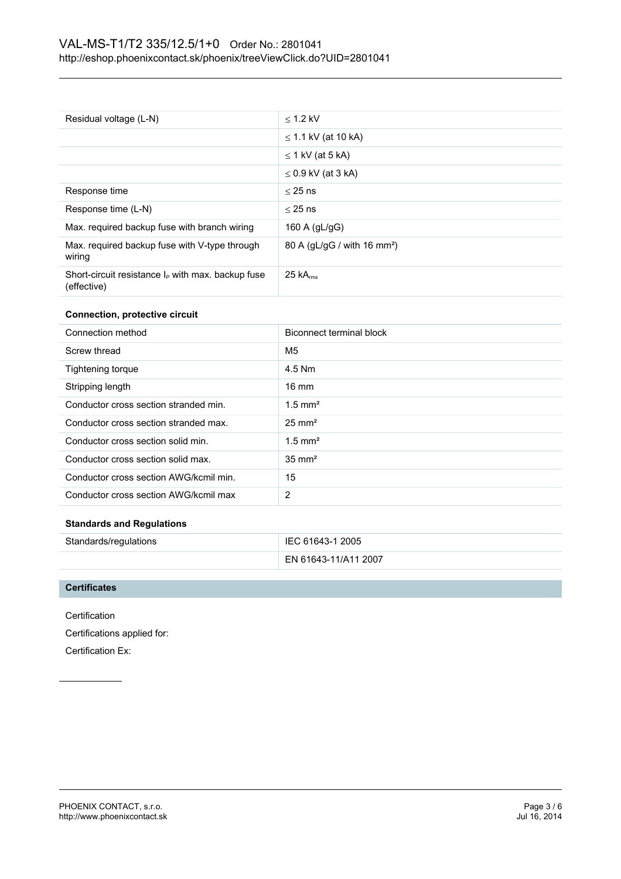| | |
|---|---|
| Residual voltage (L-N) | ≤ 1.2 kV |
| | ≤ 1.1 kV (at 10 kA) |
| | ≤ 1 kV (at 5 kA) |
| | ≤ 0.9 kV (at 3 kA) |
| Response time | ≤ 25 ns |
| Response time (L-N) | ≤ 25 ns |
| Max. required backup fuse with branch wiring | 160 A (gL/gG) |
| Max. required backup fuse with V-type through wiring | 80 A (gL/gG / with 16 mm²) |
| Short-circuit resistance $I_P$ with max. backup fuse (effective) | 25 $kA_{rms}$ |

**Connection, protective circuit**

| | |
|---|---|
| Connection method | Biconnect terminal block |
| Screw thread | M5 |
| Tightening torque | 4.5 Nm |
| Stripping length | 16 mm |
| Conductor cross section stranded min. | 1.5 mm² |
| Conductor cross section stranded max. | 25 mm² |
| Conductor cross section solid min. | 1.5 mm² |
| Conductor cross section solid max. | 35 mm² |
| Conductor cross section AWG/kcmil min. | 15 |
| Conductor cross section AWG/kcmil max | 2 |

**Standards and Regulations**

| | |
|---|---|
| Standards/regulations | IEC 61643-1 2005 |
| | EN 61643-11/A11 2007 |

## Certificates

Certification

Certifications applied for:

Certification Ex: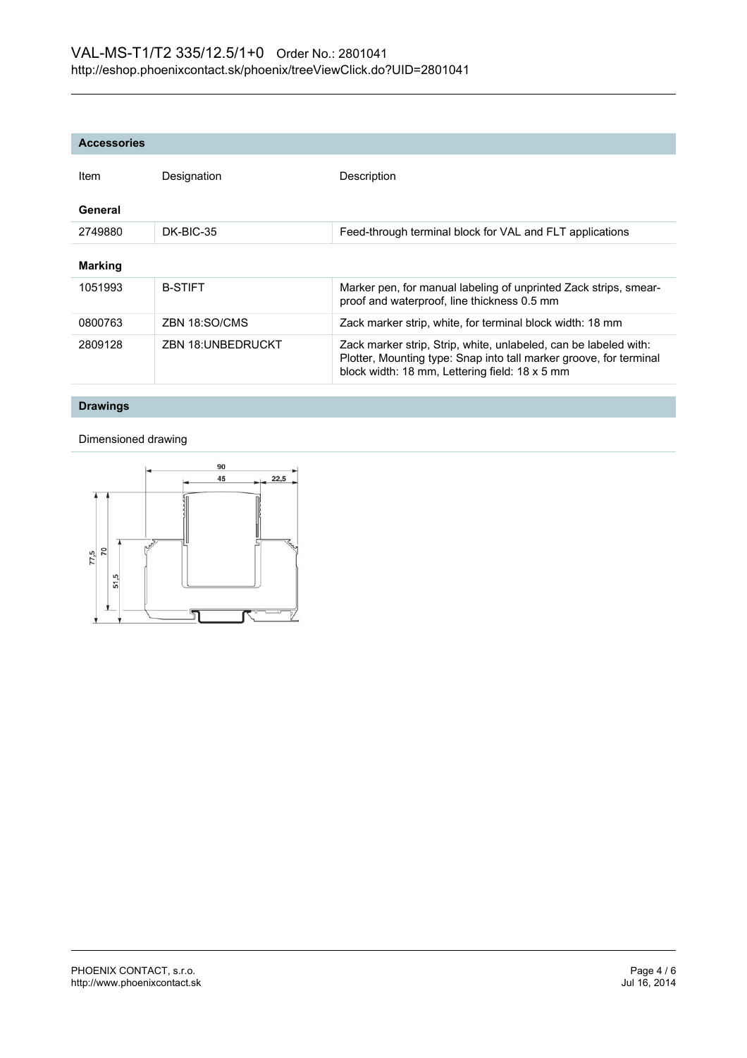## Accessories

| Item | Designation | Description |
|---|---|---|
| **General** | | |
| 2749880 | DK-BIC-35 | Feed-through terminal block for VAL and FLT applications |
| **Marking** | | |
| 1051993 | B-STIFT | Marker pen, for manual labeling of unprinted Zack strips, smear-proof and waterproof, line thickness 0.5 mm |
| 0800763 | ZBN 18:SO/CMS | Zack marker strip, white, for terminal block width: 18 mm |
| 2809128 | ZBN 18:UNBEDRUCKT | Zack marker strip, Strip, white, unlabeled, can be labeled with: Plotter, Mounting type: Snap into tall marker groove, for terminal block width: 18 mm, Lettering field: 18 x 5 mm |

## Drawings

Dimensioned drawing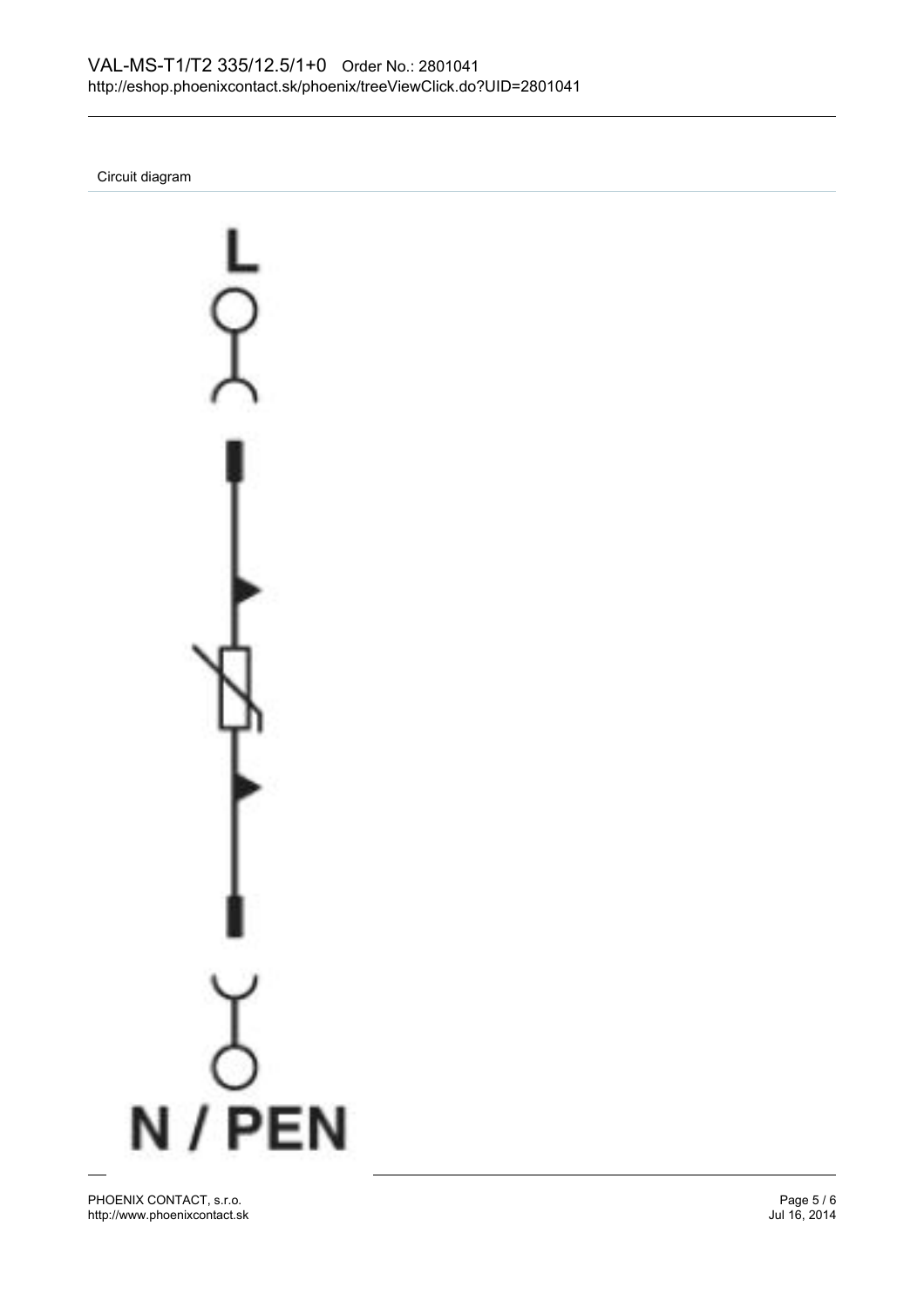Circuit diagram

L

N / PEN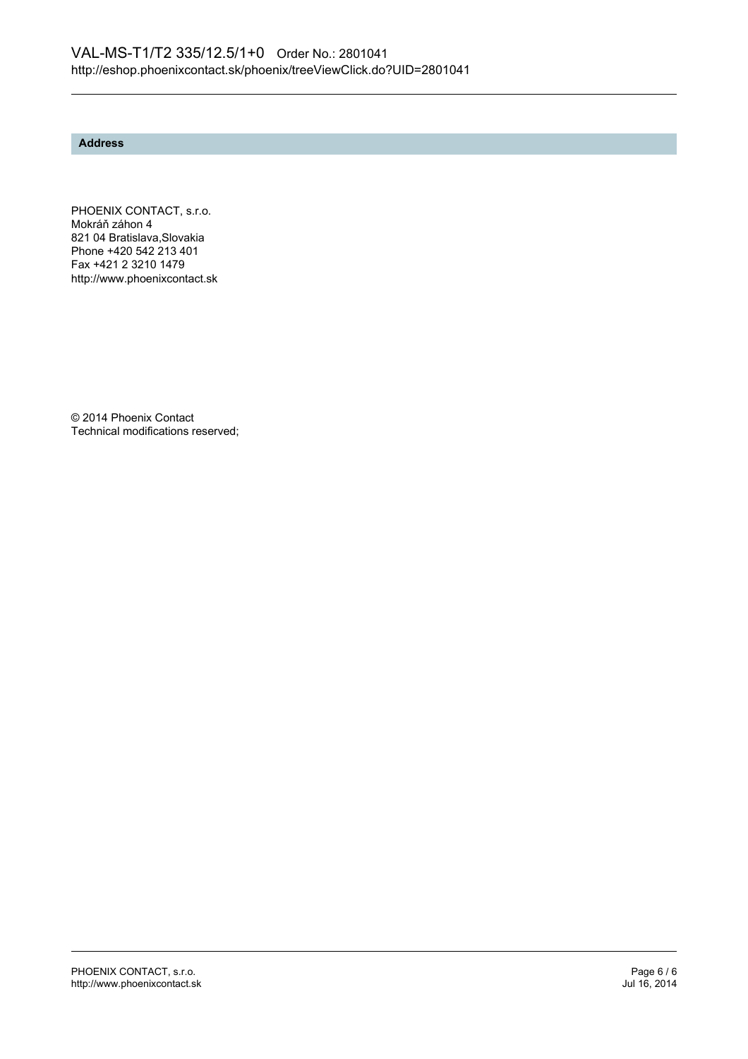## Address

PHOENIX CONTACT, s.r.o.
Mokráň záhon 4
821 04 Bratislava,Slovakia
Phone +420 542 213 401
Fax +421 2 3210 1479
http://www.phoenixcontact.sk

© 2014 Phoenix Contact
Technical modifications reserved;